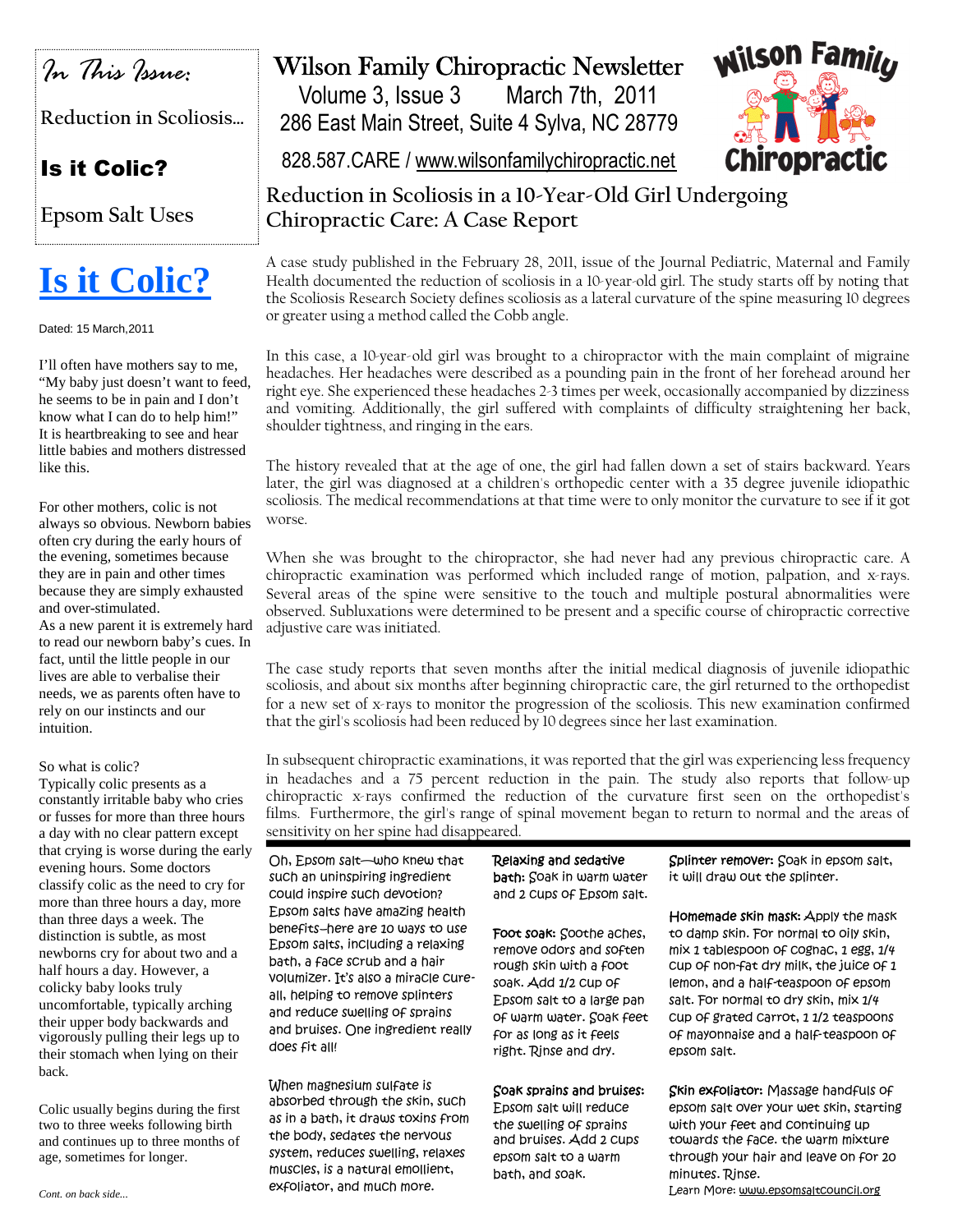# Wilson Family Chiropractic Newsletter

Volume 3, Issue 3 March 7th, 2011

286 East Main Street, Suite 4 Sylva, NC 28779

828.587.CARE / www.wilsonfamilychiropractic.net

Wilson Family Chiropractic

*In This Issue:*

Reduction in Scoliosis...

**Is it Colic?**

Epsom Salt Uses

## Reduction in Scoliosis in a 10-Year-Old Girl Undergoing Chiropractic Care: A Case Report

A case study published in the February 28, 2011, issue of the Journal Pediatric, Maternal and Family Health documented the reduction of scoliosis in a 10-year-old girl. The study starts off by noting that the Scoliosis Research Society defines scoliosis as a lateral curvature of the spine measuring 10 degrees or greater using a method called the Cobb angle.

In this case, a 10-year-old girl was brought to a chiropractor with the main complaint of migraine headaches. Her headaches were described as a pounding pain in the front of her forehead around her right eye. She experienced these headaches 2-3 times per week, occasionally accompanied by dizziness and vomiting. Additionally, the girl suffered with complaints of difficulty straightening her back, shoulder tightness, and ringing in the ears.

The history revealed that at the age of one, the girl had fallen down a set of stairs backward. Years later, the girl was diagnosed at a children's orthopedic center with a 35 degree juvenile idiopathic scoliosis. The medical recommendations at that time were to only monitor the curvature to see if it got worse.

When she was brought to the chiropractor, she had never had any previous chiropractic care. A chiropractic examination was performed which included range of motion, palpation, and x-rays. Several areas of the spine were sensitive to the touch and multiple postural abnormalities were observed. Subluxations were determined to be present and a specific course of chiropractic corrective adjustive care was initiated.

The case study reports that seven months after the initial medical diagnosis of juvenile idiopathic scoliosis, and about six months after beginning chiropractic care, the girl returned to the orthopedist for a new set of x-rays to monitor the progression of the scoliosis. This new examination confirmed that the girl's scoliosis had been reduced by 10 degrees since her last examination.

In subsequent chiropractic examinations, it was reported that the girl was experiencing less frequency in headaches and a 75 percent reduction in the pain. The study also reports that follow-up chiropractic x-rays confirmed the reduction of the curvature first seen on the orthopedist's films. Furthermore, the girl's range of spinal movement began to return to normal and the areas of sensitivity on her spine had disappeared.

## Is it Colic?

Dated: 15 March,2011

I'll often have mothers say to me, "My baby just doesn't want to feed, he seems to be in pain and I don't know what I can do to help him!" It is heartbreaking to see and hear little babies and mothers distressed like this.

For other mothers, colic is not always so obvious. Newborn babies often cry during the early hours of the evening, sometimes because they are in pain and other times because they are simply exhausted and over-stimulated.
As a new parent it is extremely hard to read our newborn baby's cues. In fact, until the little people in our lives are able to verbalise their needs, we as parents often have to rely on our instincts and our intuition.

So what is colic?
Typically colic presents as a constantly irritable baby who cries or fusses for more than three hours a day with no clear pattern except that crying is worse during the early evening hours. Some doctors classify colic as the need to cry for more than three hours a day, more than three days a week. The distinction is subtle, as most newborns cry for about two and a half hours a day. However, a colicky baby looks truly uncomfortable, typically arching their upper body backwards and vigorously pulling their legs up to their stomach when lying on their back.

Colic usually begins during the first two to three weeks following birth and continues up to three months of age, sometimes for longer.

*Cont. on back side...*

## Epsom Salt Uses

Oh, Epsom salt—who knew that such an uninspiring ingredient could inspire such devotion? Epsom salts have amazing health benefits–here are 10 ways to use Epsom salts, including a relaxing bath, a face scrub and a hair volumizer. It's also a miracle cure-all, helping to remove splinters and reduce swelling of sprains and bruises. One ingredient really does fit all!

When magnesium sulfate is absorbed through the skin, such as in a bath, it draws toxins from the body, sedates the nervous system, reduces swelling, relaxes muscles, is a natural emollient, exfoliator, and much more.

**Relaxing and sedative bath:** Soak in warm water and 2 cups of Epsom salt.

**Foot soak:** Soothe aches, remove odors and soften rough skin with a foot soak. Add 1/2 cup of Epsom salt to a large pan of warm water. Soak feet for as long as it feels right. Rinse and dry.

**Soak sprains and bruises:** Epsom salt will reduce the swelling of sprains and bruises. Add 2 cups epsom salt to a warm bath, and soak.

**Splinter remover:** Soak in epsom salt, it will draw out the splinter.

**Homemade skin mask:** Apply the mask to damp skin. For normal to oily skin, mix 1 tablespoon of cognac, 1 egg, 1/4 cup of non-fat dry milk, the juice of 1 lemon, and a half-teaspoon of epsom salt. For normal to dry skin, mix 1/4 cup of grated carrot, 1 1/2 teaspoons of mayonnaise and a half-teaspoon of epsom salt.

**Skin exfoliator:** Massage handfuls of epsom salt over your wet skin, starting with your feet and continuing up towards the face. the warm mixture through your hair and leave on for 20 minutes. Rinse.

Learn More: www.epsomsaltcouncil.org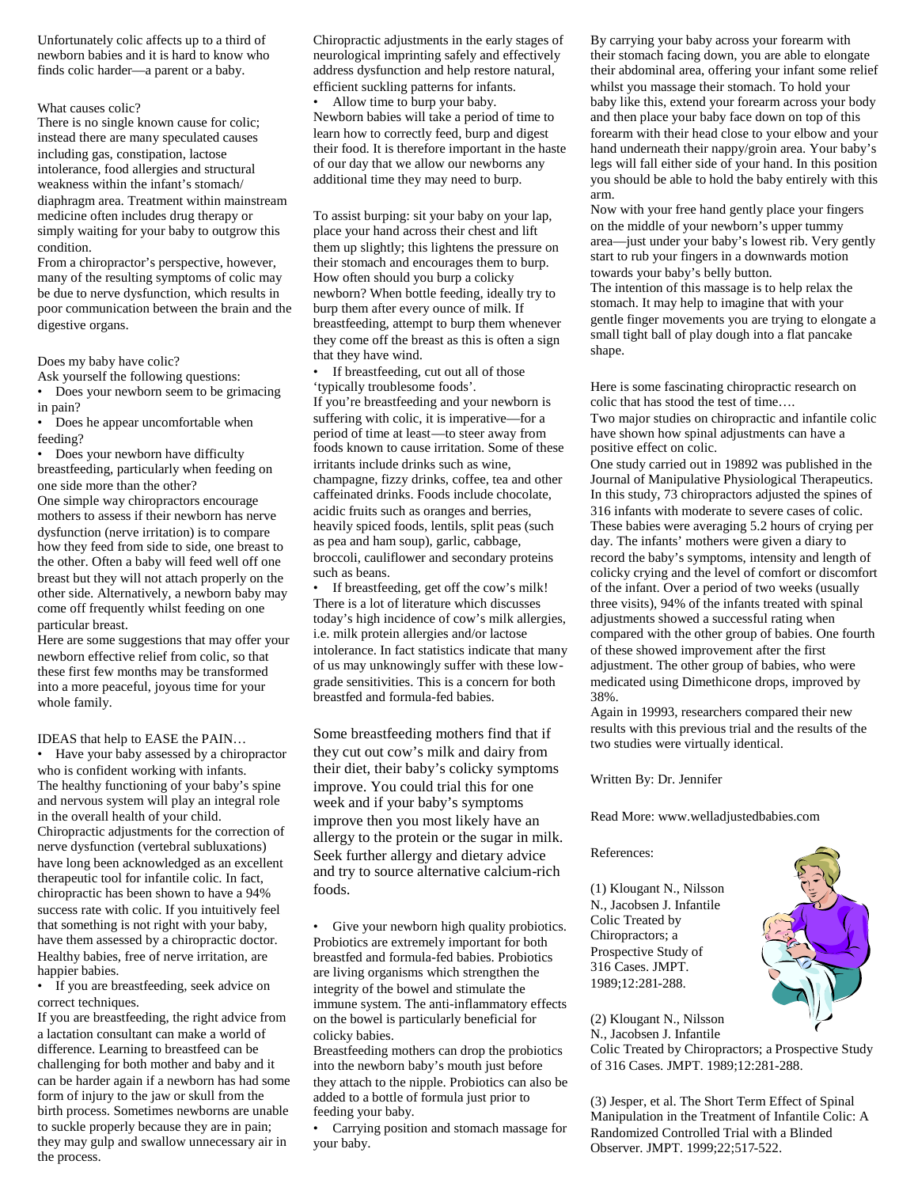Unfortunately colic affects up to a third of newborn babies and it is hard to know who finds colic harder—a parent or a baby.

What causes colic?

There is no single known cause for colic; instead there are many speculated causes including gas, constipation, lactose intolerance, food allergies and structural weakness within the infant's stomach/ diaphragm area. Treatment within mainstream medicine often includes drug therapy or simply waiting for your baby to outgrow this condition.

From a chiropractor's perspective, however, many of the resulting symptoms of colic may be due to nerve dysfunction, which results in poor communication between the brain and the digestive organs.

Does my baby have colic?

Ask yourself the following questions:

- Does your newborn seem to be grimacing in pain?
- Does he appear uncomfortable when feeding?
- Does your newborn have difficulty breastfeeding, particularly when feeding on one side more than the other?

One simple way chiropractors encourage mothers to assess if their newborn has nerve dysfunction (nerve irritation) is to compare how they feed from side to side, one breast to the other. Often a baby will feed well off one breast but they will not attach properly on the other side. Alternatively, a newborn baby may come off frequently whilst feeding on one particular breast.

Here are some suggestions that may offer your newborn effective relief from colic, so that these first few months may be transformed into a more peaceful, joyous time for your whole family.

IDEAS that help to EASE the PAIN…

- Have your baby assessed by a chiropractor who is confident working with infants.

The healthy functioning of your baby's spine and nervous system will play an integral role in the overall health of your child. Chiropractic adjustments for the correction of nerve dysfunction (vertebral subluxations) have long been acknowledged as an excellent therapeutic tool for infantile colic. In fact, chiropractic has been shown to have a 94% success rate with colic. If you intuitively feel that something is not right with your baby, have them assessed by a chiropractic doctor. Healthy babies, free of nerve irritation, are happier babies.

- If you are breastfeeding, seek advice on correct techniques.

If you are breastfeeding, the right advice from a lactation consultant can make a world of difference. Learning to breastfeed can be challenging for both mother and baby and it can be harder again if a newborn has had some form of injury to the jaw or skull from the birth process. Sometimes newborns are unable to suckle properly because they are in pain; they may gulp and swallow unnecessary air in the process. Chiropractic adjustments in the early stages of neurological imprinting safely and effectively address dysfunction and help restore natural, efficient suckling patterns for infants.

- Allow time to burp your baby.

Newborn babies will take a period of time to learn how to correctly feed, burp and digest their food. It is therefore important in the haste of our day that we allow our newborns any additional time they may need to burp.

To assist burping: sit your baby on your lap, place your hand across their chest and lift them up slightly; this lightens the pressure on their stomach and encourages them to burp. How often should you burp a colicky newborn? When bottle feeding, ideally try to burp them after every ounce of milk. If breastfeeding, attempt to burp them whenever they come off the breast as this is often a sign that they have wind.

- If breastfeeding, cut out all of those 'typically troublesome foods'.

If you're breastfeeding and your newborn is suffering with colic, it is imperative—for a period of time at least—to steer away from foods known to cause irritation. Some of these irritants include drinks such as wine, champagne, fizzy drinks, coffee, tea and other caffeinated drinks. Foods include chocolate, acidic fruits such as oranges and berries, heavily spiced foods, lentils, split peas (such as pea and ham soup), garlic, cabbage, broccoli, cauliflower and secondary proteins such as beans.

- If breastfeeding, get off the cow's milk!

There is a lot of literature which discusses today's high incidence of cow's milk allergies, i.e. milk protein allergies and/or lactose intolerance. In fact statistics indicate that many of us may unknowingly suffer with these low-grade sensitivities. This is a concern for both breastfed and formula-fed babies.

Some breastfeeding mothers find that if they cut out cow's milk and dairy from their diet, their baby's colicky symptoms improve. You could trial this for one week and if your baby's symptoms improve then you most likely have an allergy to the protein or the sugar in milk. Seek further allergy and dietary advice and try to source alternative calcium-rich foods.

- Give your newborn high quality probiotics.

Probiotics are extremely important for both breastfed and formula-fed babies. Probiotics are living organisms which strengthen the integrity of the bowel and stimulate the immune system. The anti-inflammatory effects on the bowel is particularly beneficial for colicky babies.

Breastfeeding mothers can drop the probiotics into the newborn baby's mouth just before they attach to the nipple. Probiotics can also be added to a bottle of formula just prior to feeding your baby.

- Carrying position and stomach massage for your baby.

By carrying your baby across your forearm with their stomach facing down, you are able to elongate their abdominal area, offering your infant some relief whilst you massage their stomach. To hold your baby like this, extend your forearm across your body and then place your baby face down on top of this forearm with their head close to your elbow and your hand underneath their nappy/groin area. Your baby's legs will fall either side of your hand. In this position you should be able to hold the baby entirely with this arm.

Now with your free hand gently place your fingers on the middle of your newborn's upper tummy area—just under your baby's lowest rib. Very gently start to rub your fingers in a downwards motion towards your baby's belly button.

The intention of this massage is to help relax the stomach. It may help to imagine that with your gentle finger movements you are trying to elongate a small tight ball of play dough into a flat pancake shape.

Here is some fascinating chiropractic research on colic that has stood the test of time….

Two major studies on chiropractic and infantile colic have shown how spinal adjustments can have a positive effect on colic.

One study carried out in 19892 was published in the Journal of Manipulative Physiological Therapeutics. In this study, 73 chiropractors adjusted the spines of 316 infants with moderate to severe cases of colic. These babies were averaging 5.2 hours of crying per day. The infants' mothers were given a diary to record the baby's symptoms, intensity and length of colicky crying and the level of comfort or discomfort of the infant. Over a period of two weeks (usually three visits), 94% of the infants treated with spinal adjustments showed a successful rating when compared with the other group of babies. One fourth of these showed improvement after the first adjustment. The other group of babies, who were medicated using Dimethicone drops, improved by 38%.

Again in 19993, researchers compared their new results with this previous trial and the results of the two studies were virtually identical.

Written By: Dr. Jennifer

Read More: www.welladjustedbabies.com

References:

(1) Klougant N., Nilsson N., Jacobsen J. Infantile Colic Treated by Chiropractors; a Prospective Study of 316 Cases. JMPT. 1989;12:281-288.

(2) Klougant N., Nilsson N., Jacobsen J. Infantile Colic Treated by Chiropractors; a Prospective Study of 316 Cases. JMPT. 1989;12:281-288.

(3) Jesper, et al. The Short Term Effect of Spinal Manipulation in the Treatment of Infantile Colic: A Randomized Controlled Trial with a Blinded Observer. JMPT. 1999;22;517-522.